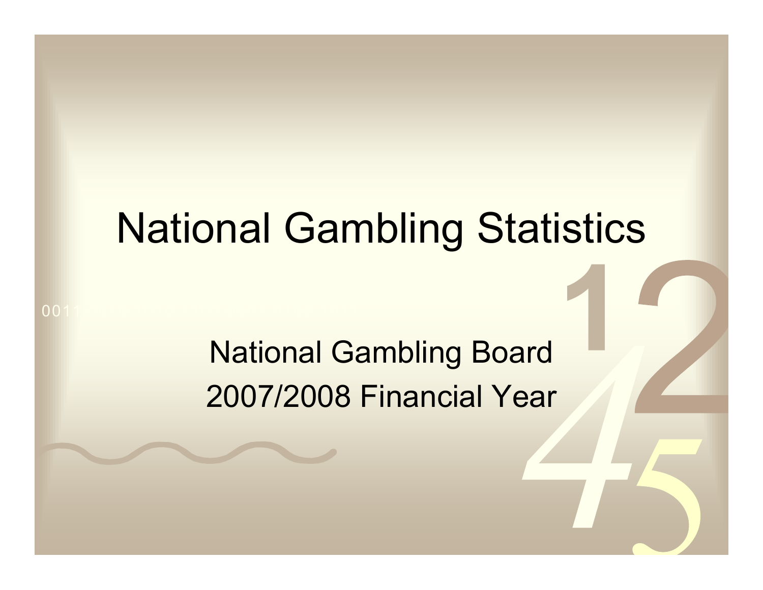# National Gambling Statistics

National Gambling Board

2007/2008 Financial Year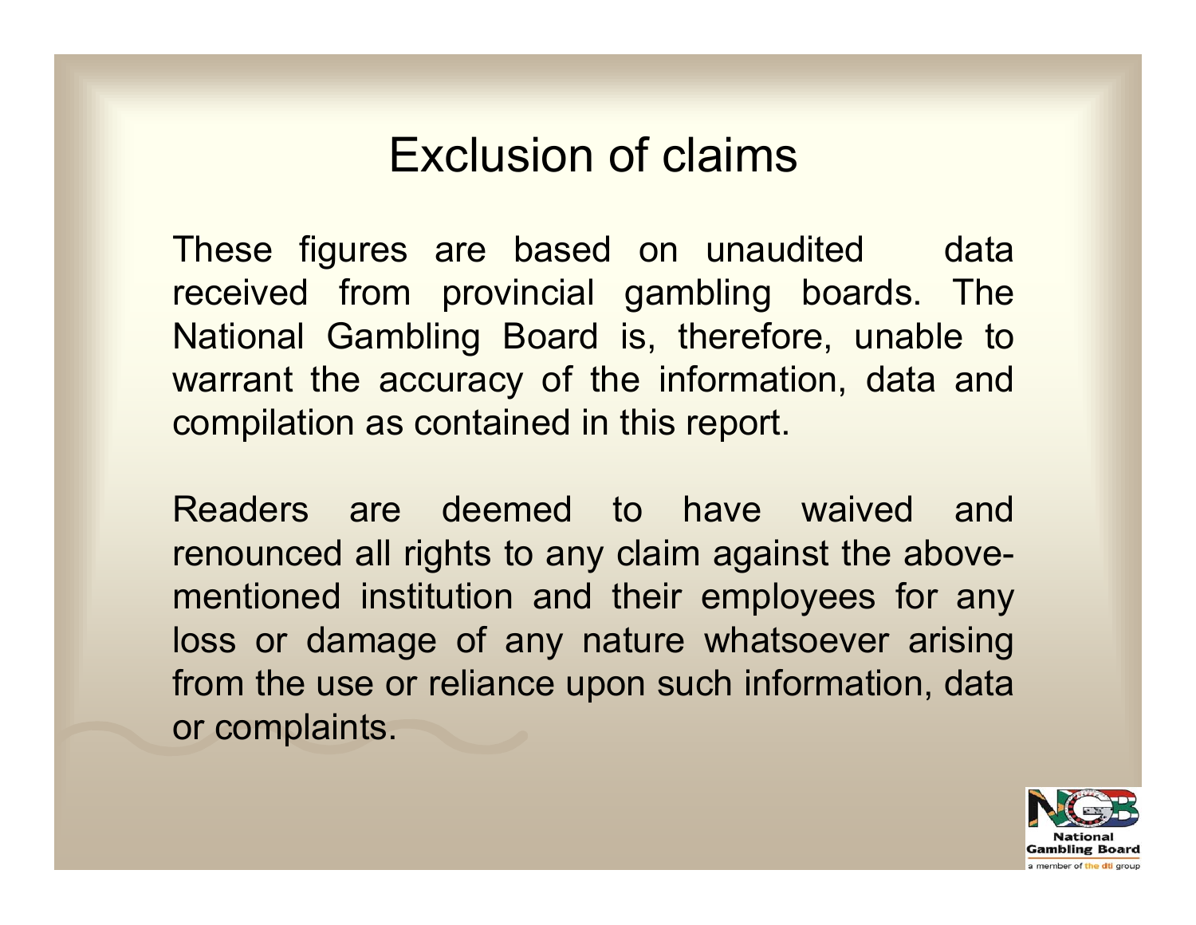# Exclusion of claims

These figures are based on unaudited data received from provincial gambling boards. The National Gambling Board is, therefore, unable to warrant the accuracy of the information, data and compilation as contained in this report.

Readers are deemed to have waived and renounced all rights to any claim against the above-mentioned institution and their employees for any loss or damage of any nature whatsoever arising from the use or reliance upon such information, data or complaints.

National Gambling Board

a member of the dti group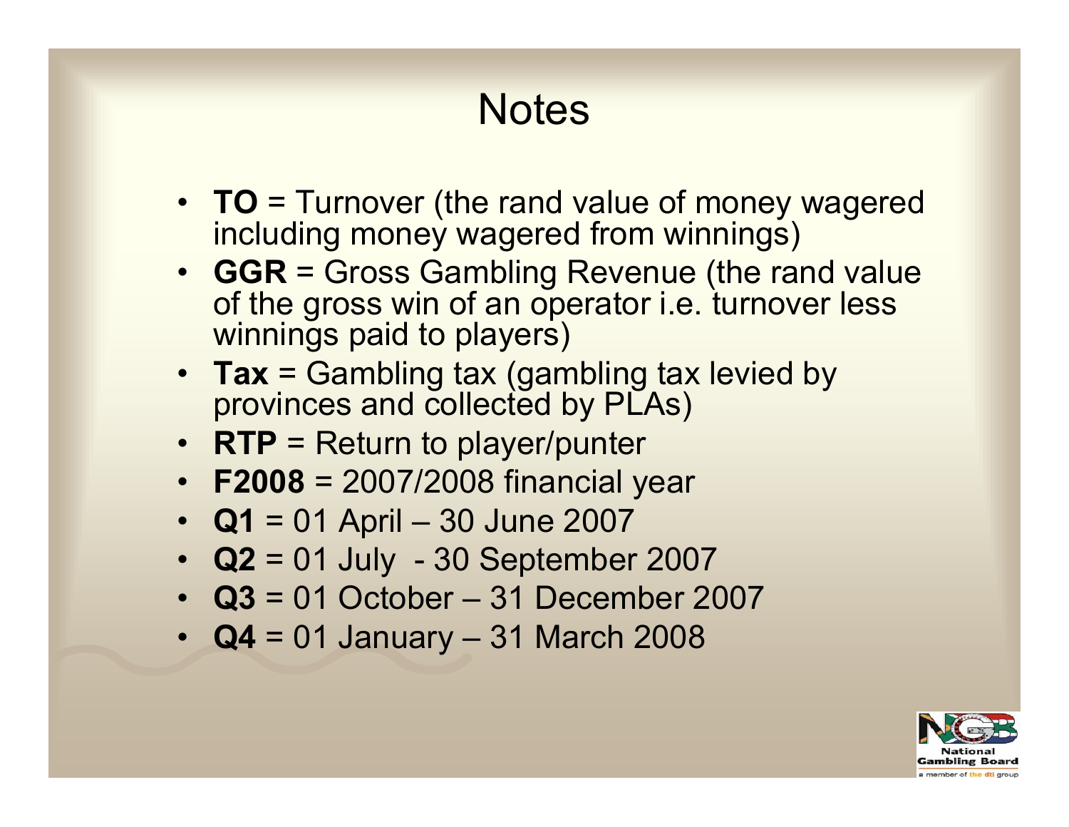# Notes

- **TO** = Turnover (the rand value of money wagered including money wagered from winnings)
- **GGR** = Gross Gambling Revenue (the rand value of the gross win of an operator i.e. turnover less winnings paid to players)
- **Tax** = Gambling tax (gambling tax levied by provinces and collected by PLAs)
- **RTP** = Return to player/punter
- **F2008** = 2007/2008 financial year
- **Q1** = 01 April – 30 June 2007
- **Q2** = 01 July - 30 September 2007
- **Q3** = 01 October – 31 December 2007
- **Q4** = 01 January – 31 March 2008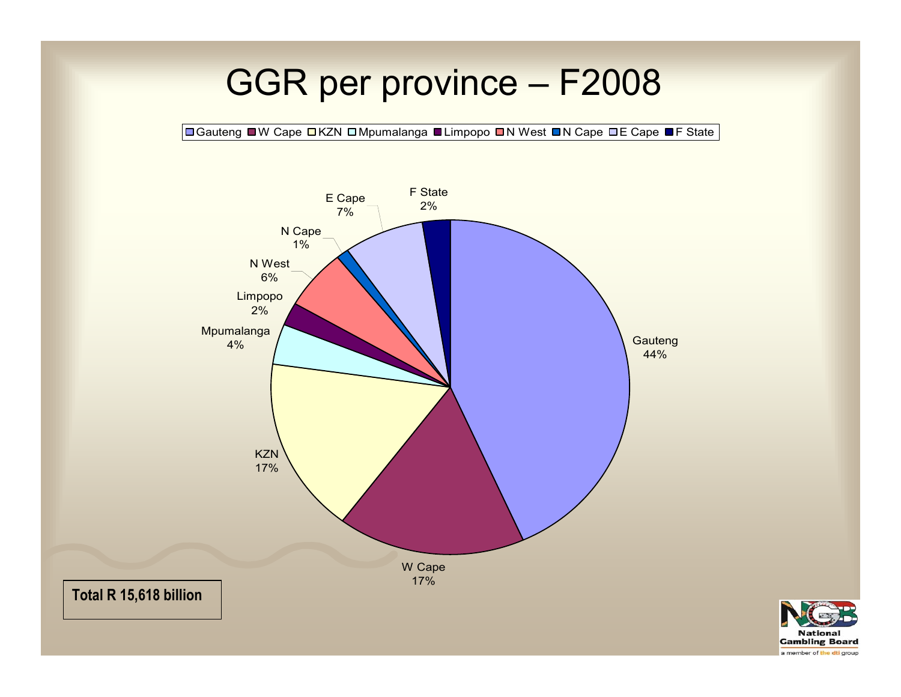# GGR per province – F2008

| Province | Share |
|---|---|
| Gauteng | 44% |
| W Cape | 17% |
| KZN | 17% |
| Mpumalanga | 4% |
| Limpopo | 2% |
| N West | 6% |
| N Cape | 1% |
| E Cape | 7% |
| F State | 2% |

**Total R 15,618 billion**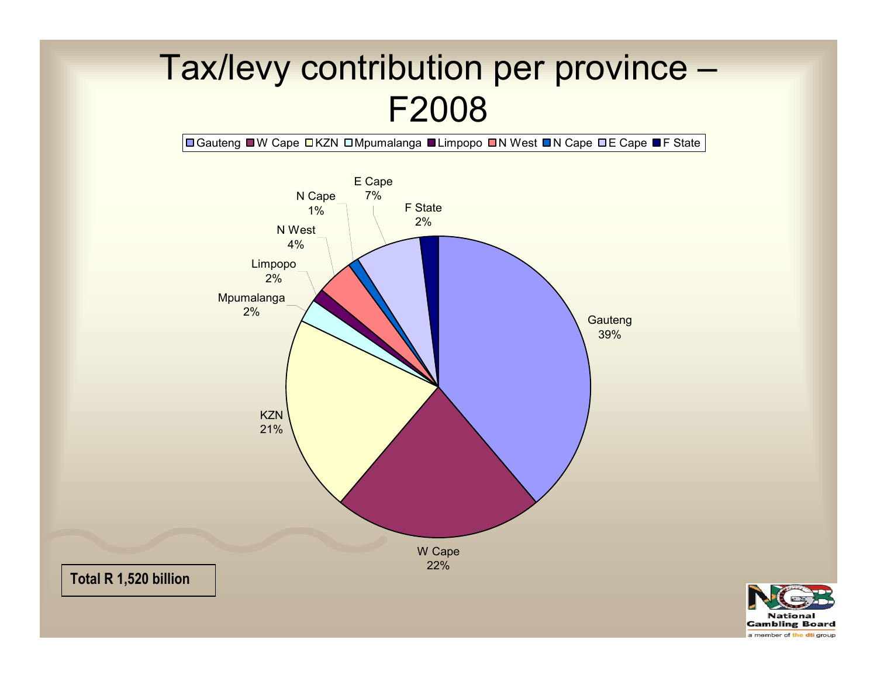# Tax/levy contribution per province – F2008

| Province | Share |
| --- | --- |
| Gauteng | 39% |
| W Cape | 22% |
| KZN | 21% |
| Mpumalanga | 2% |
| Limpopo | 2% |
| N West | 4% |
| N Cape | 1% |
| E Cape | 7% |
| F State | 2% |

**Total R 1,520 billion**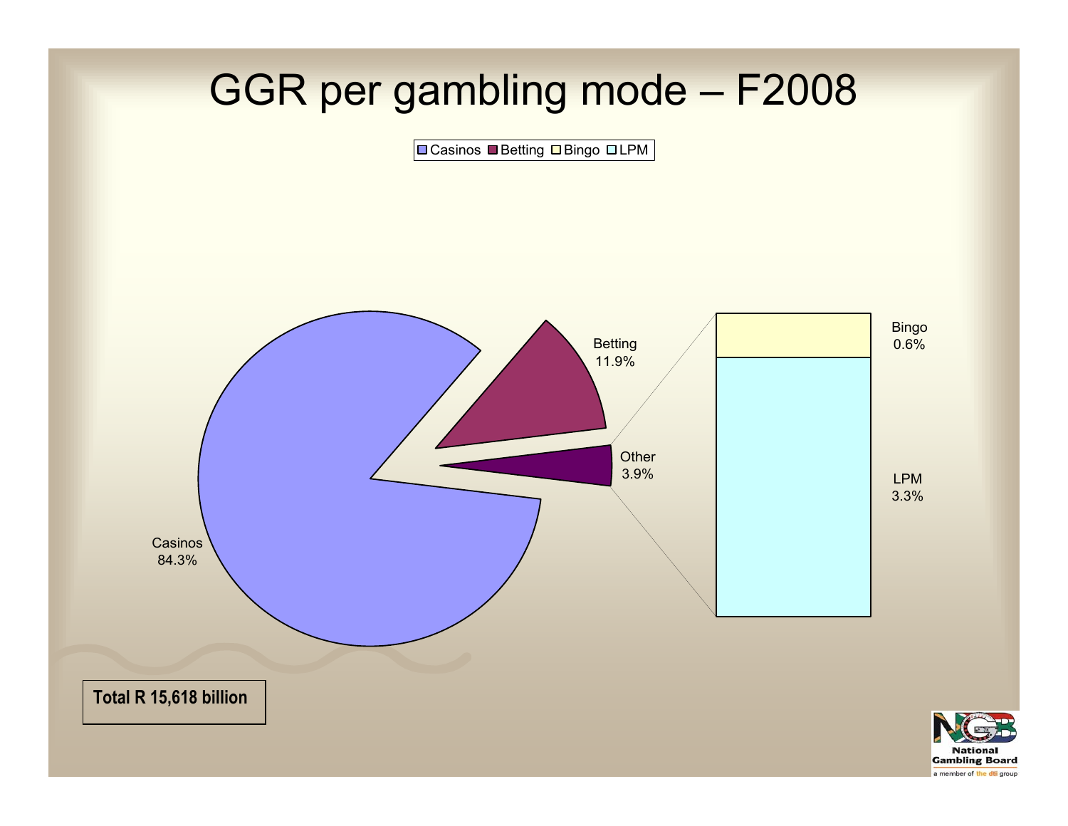# GGR per gambling mode – F2008

Casinos | Betting | Bingo | LPM

Betting 11.9%

Other 3.9%

Bingo 0.6%

LPM 3.3%

Casinos 84.3%

**Total R 15,618 billion**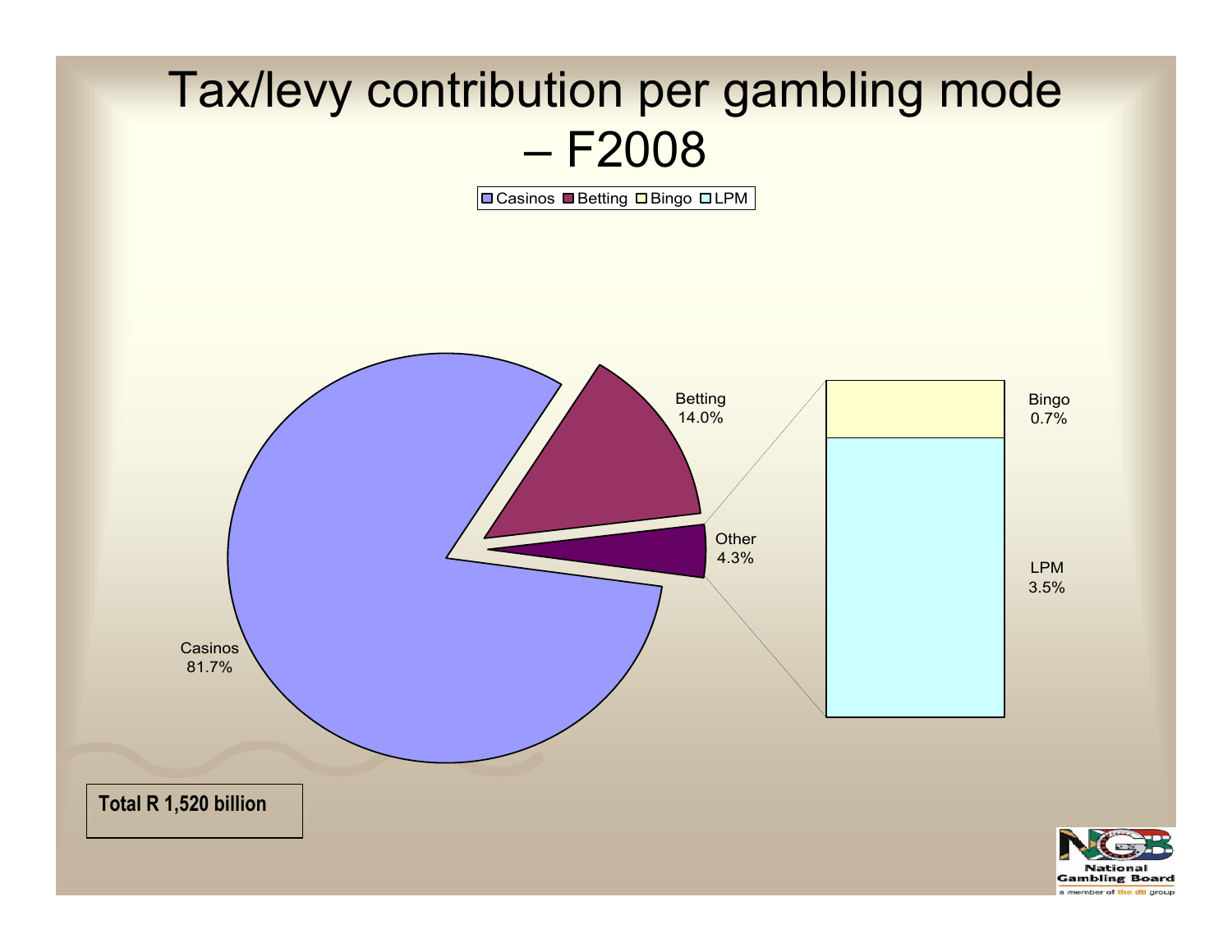# Tax/levy contribution per gambling mode – F2008

Casinos | Betting | Bingo | LPM

| Gambling mode | Share |
|---|---|
| Casinos | 81.7% |
| Betting | 14.0% |
| Other | 4.3% |
| Bingo | 0.7% |
| LPM | 3.5% |

**Total R 1,520 billion**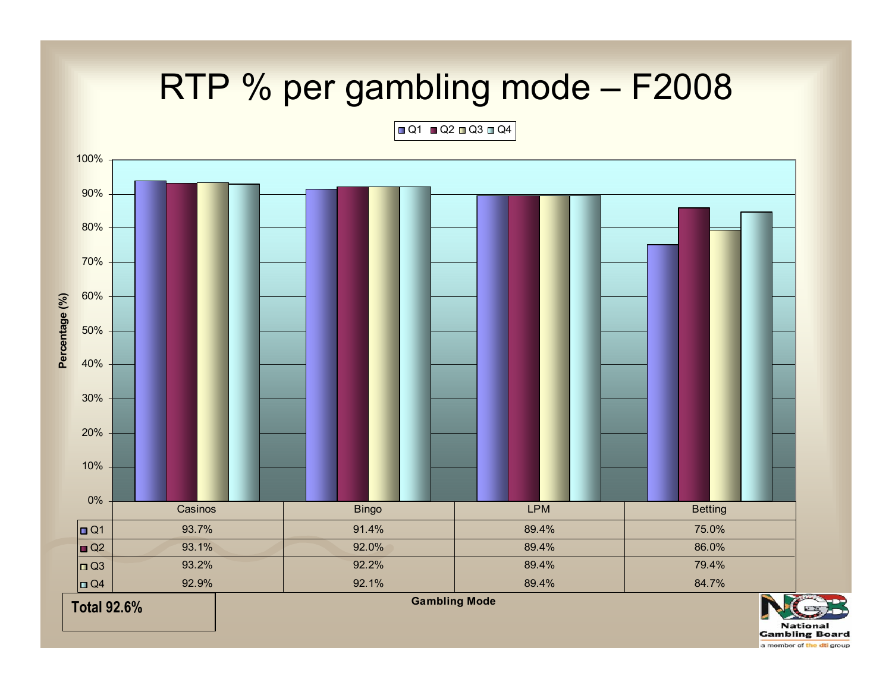# RTP % per gambling mode – F2008

| | Casinos | Bingo | LPM | Betting |
|---|---|---|---|---|
| Q1 | 93.7% | 91.4% | 89.4% | 75.0% |
| Q2 | 93.1% | 92.0% | 89.4% | 86.0% |
| Q3 | 93.2% | 92.2% | 89.4% | 79.4% |
| Q4 | 92.9% | 92.1% | 89.4% | 84.7% |

Gambling Mode

**Total 92.6%**

National Gambling Board

a member of the dti group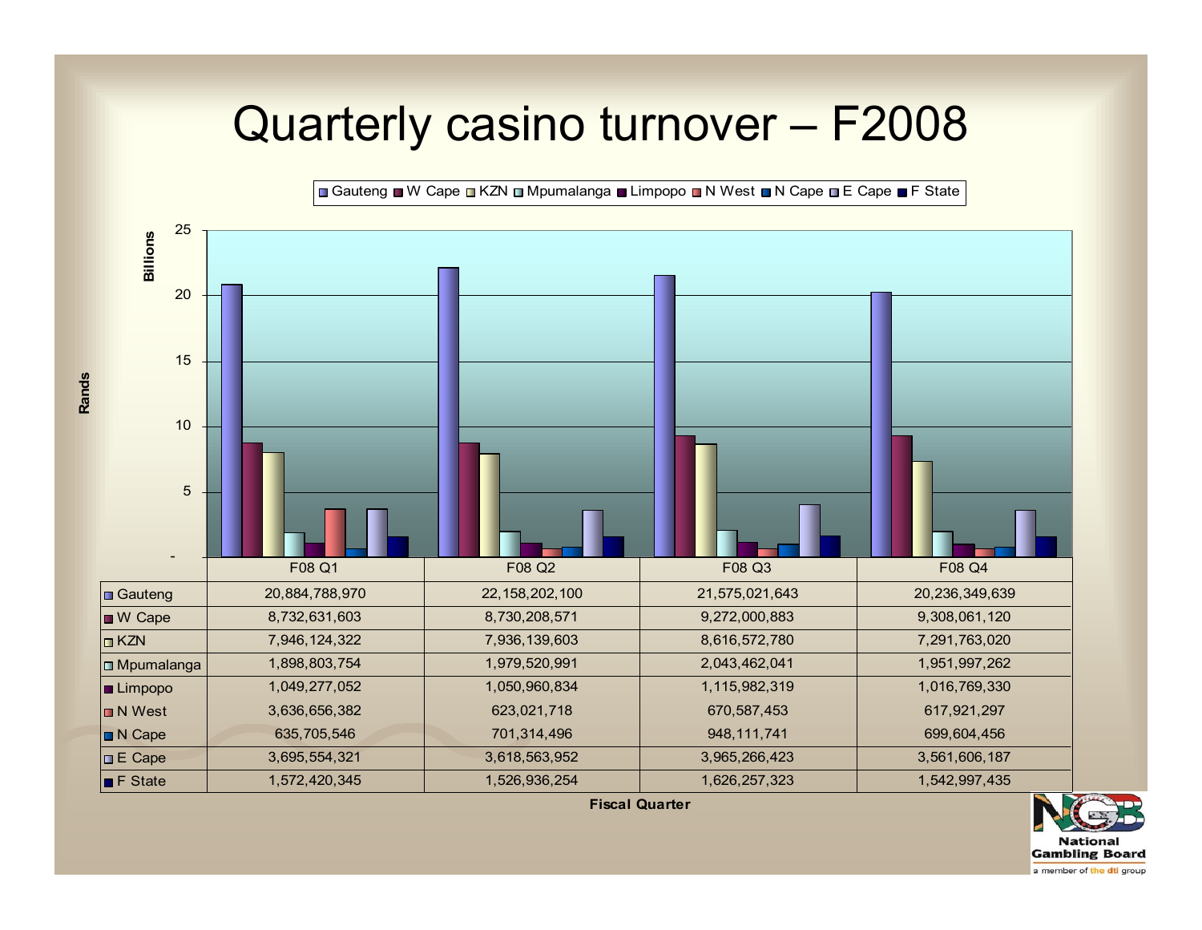# Quarterly casino turnover – F2008

Rands (Billions)

| | F08 Q1 | F08 Q2 | F08 Q3 | F08 Q4 |
|---|---|---|---|---|
| Gauteng | 20,884,788,970 | 22,158,202,100 | 21,575,021,643 | 20,236,349,639 |
| W Cape | 8,732,631,603 | 8,730,208,571 | 9,272,000,883 | 9,308,061,120 |
| KZN | 7,946,124,322 | 7,936,139,603 | 8,616,572,780 | 7,291,763,020 |
| Mpumalanga | 1,898,803,754 | 1,979,520,991 | 2,043,462,041 | 1,951,997,262 |
| Limpopo | 1,049,277,052 | 1,050,960,834 | 1,115,982,319 | 1,016,769,330 |
| N West | 3,636,656,382 | 623,021,718 | 670,587,453 | 617,921,297 |
| N Cape | 635,705,546 | 701,314,496 | 948,111,741 | 699,604,456 |
| E Cape | 3,695,554,321 | 3,618,563,952 | 3,965,266,423 | 3,561,606,187 |
| F State | 1,572,420,345 | 1,526,936,254 | 1,626,257,323 | 1,542,997,435 |

Fiscal Quarter

National Gambling Board
a member of the dti group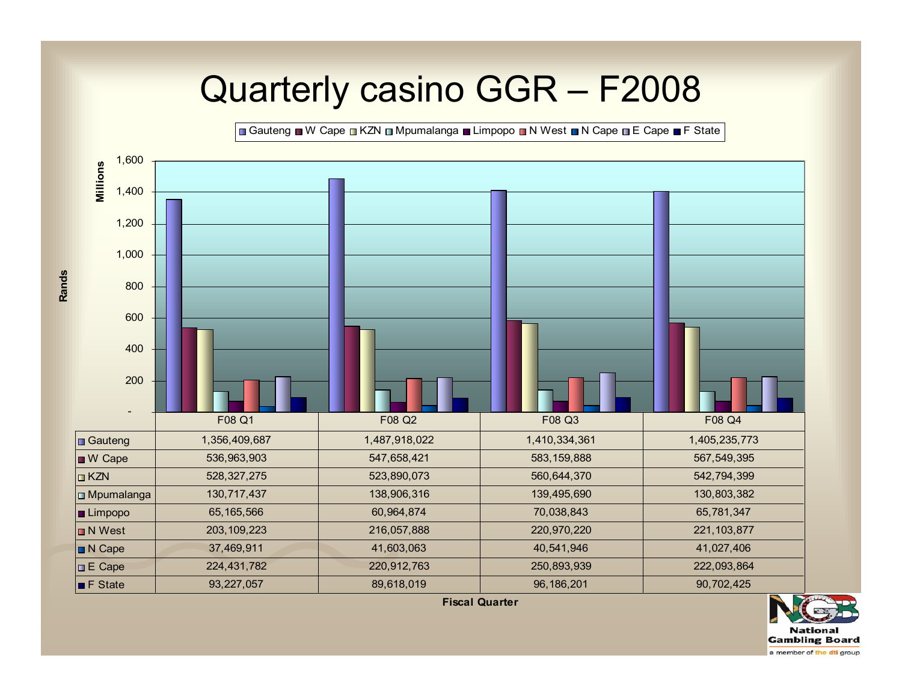# Quarterly casino GGR – F2008

Rands (Millions)

| | F08 Q1 | F08 Q2 | F08 Q3 | F08 Q4 |
|---|---|---|---|---|
| Gauteng | 1,356,409,687 | 1,487,918,022 | 1,410,334,361 | 1,405,235,773 |
| W Cape | 536,963,903 | 547,658,421 | 583,159,888 | 567,549,395 |
| KZN | 528,327,275 | 523,890,073 | 560,644,370 | 542,794,399 |
| Mpumalanga | 130,717,437 | 138,906,316 | 139,495,690 | 130,803,382 |
| Limpopo | 65,165,566 | 60,964,874 | 70,038,843 | 65,781,347 |
| N West | 203,109,223 | 216,057,888 | 220,970,220 | 221,103,877 |
| N Cape | 37,469,911 | 41,603,063 | 40,541,946 | 41,027,406 |
| E Cape | 224,431,782 | 220,912,763 | 250,893,939 | 222,093,864 |
| F State | 93,227,057 | 89,618,019 | 96,186,201 | 90,702,425 |

Fiscal Quarter

National Gambling Board
a member of the dti group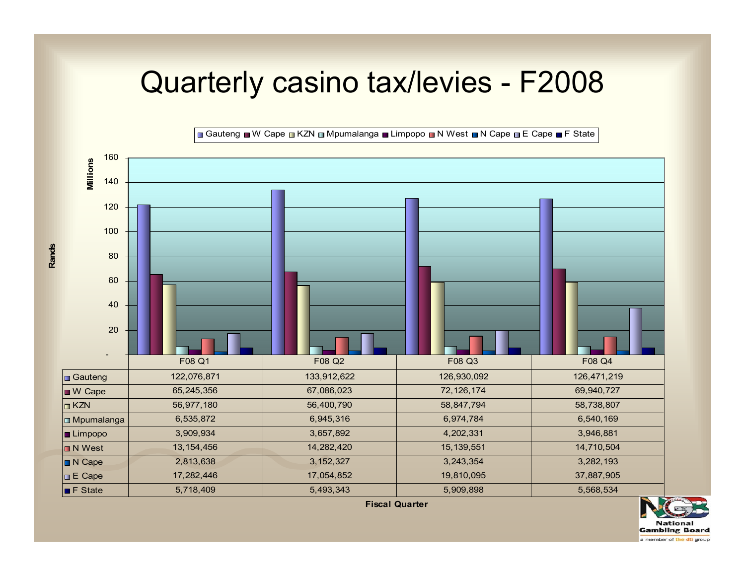# Quarterly casino tax/levies - F2008

Rands (Millions)

| | F08 Q1 | F08 Q2 | F08 Q3 | F08 Q4 |
|---|---|---|---|---|
| Gauteng | 122,076,871 | 133,912,622 | 126,930,092 | 126,471,219 |
| W Cape | 65,245,356 | 67,086,023 | 72,126,174 | 69,940,727 |
| KZN | 56,977,180 | 56,400,790 | 58,847,794 | 58,738,807 |
| Mpumalanga | 6,535,872 | 6,945,316 | 6,974,784 | 6,540,169 |
| Limpopo | 3,909,934 | 3,657,892 | 4,202,331 | 3,946,881 |
| N West | 13,154,456 | 14,282,420 | 15,139,551 | 14,710,504 |
| N Cape | 2,813,638 | 3,152,327 | 3,243,354 | 3,282,193 |
| E Cape | 17,282,446 | 17,054,852 | 19,810,095 | 37,887,905 |
| F State | 5,718,409 | 5,493,343 | 5,909,898 | 5,568,534 |

Fiscal Quarter

National Gambling Board
a member of the dti group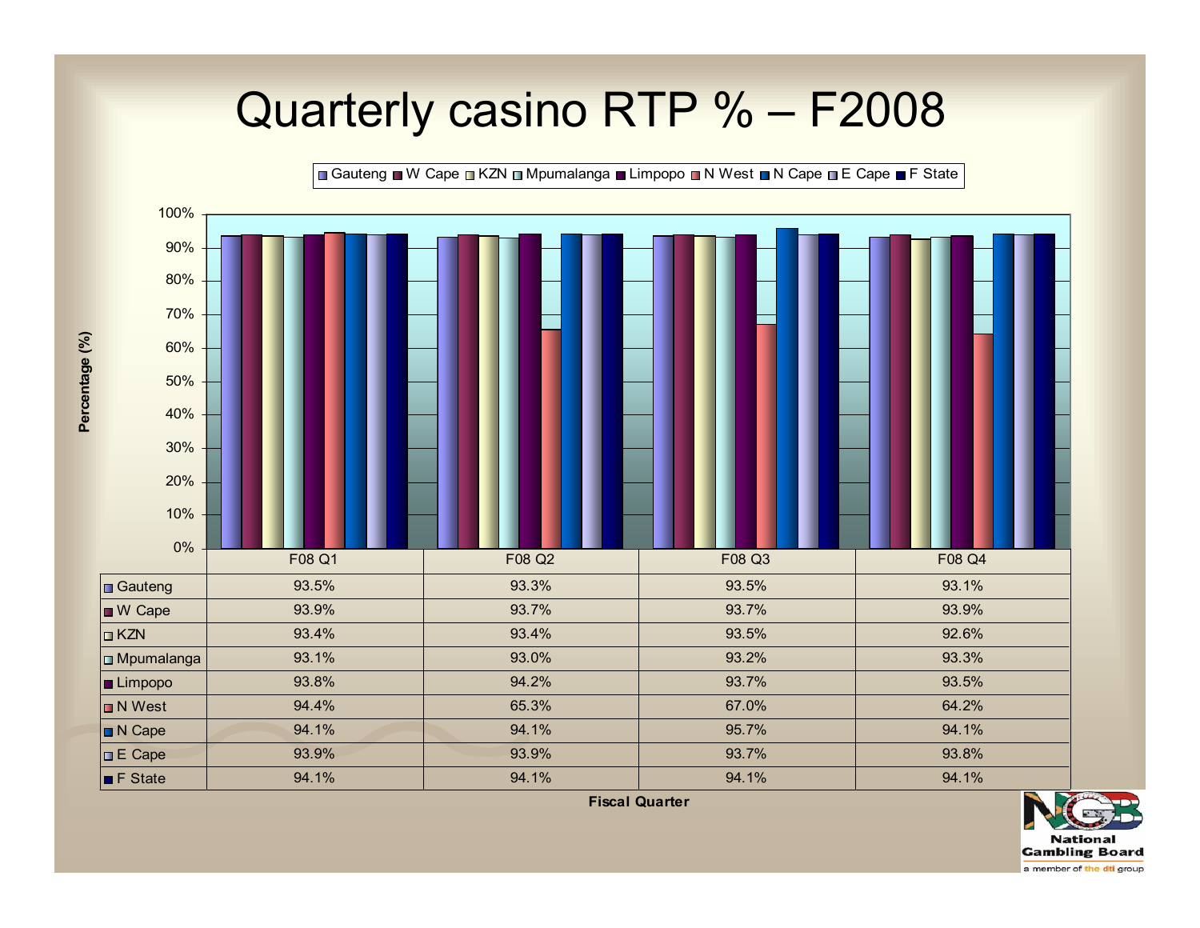# Quarterly casino RTP % – F2008

| | F08 Q1 | F08 Q2 | F08 Q3 | F08 Q4 |
|---|---|---|---|---|
| Gauteng | 93.5% | 93.3% | 93.5% | 93.1% |
| W Cape | 93.9% | 93.7% | 93.7% | 93.9% |
| KZN | 93.4% | 93.4% | 93.5% | 92.6% |
| Mpumalanga | 93.1% | 93.0% | 93.2% | 93.3% |
| Limpopo | 93.8% | 94.2% | 93.7% | 93.5% |
| N West | 94.4% | 65.3% | 67.0% | 64.2% |
| N Cape | 94.1% | 94.1% | 95.7% | 94.1% |
| E Cape | 93.9% | 93.9% | 93.7% | 93.8% |
| F State | 94.1% | 94.1% | 94.1% | 94.1% |

Fiscal Quarter

Percentage (%)

National Gambling Board

a member of the dti group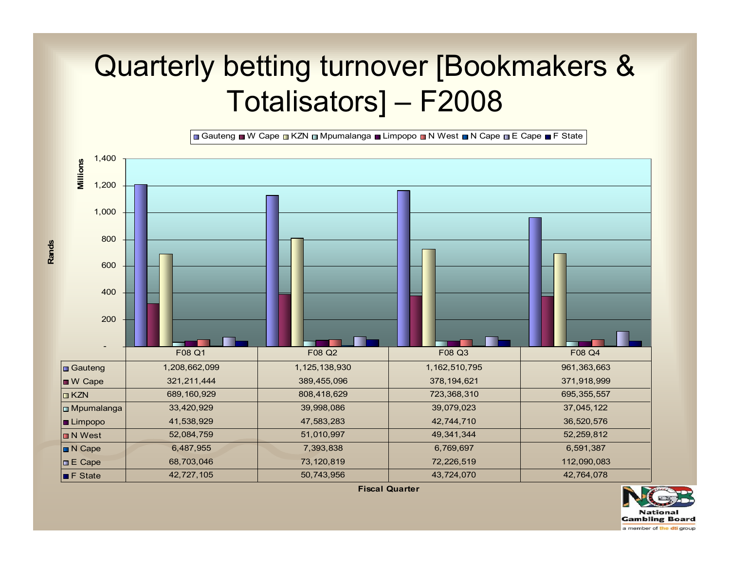# Quarterly betting turnover [Bookmakers & Totalisators] – F2008

| Rands | F08 Q1 | F08 Q2 | F08 Q3 | F08 Q4 |
|---|---|---|---|---|
| Gauteng | 1,208,662,099 | 1,125,138,930 | 1,162,510,795 | 961,363,663 |
| W Cape | 321,211,444 | 389,455,096 | 378,194,621 | 371,918,999 |
| KZN | 689,160,929 | 808,418,629 | 723,368,310 | 695,355,557 |
| Mpumalanga | 33,420,929 | 39,998,086 | 39,079,023 | 37,045,122 |
| Limpopo | 41,538,929 | 47,583,283 | 42,744,710 | 36,520,576 |
| N West | 52,084,759 | 51,010,997 | 49,341,344 | 52,259,812 |
| N Cape | 6,487,955 | 7,393,838 | 6,769,697 | 6,591,387 |
| E Cape | 68,703,046 | 73,120,819 | 72,226,519 | 112,090,083 |
| F State | 42,727,105 | 50,743,956 | 43,724,070 | 42,764,078 |

Fiscal Quarter

National Gambling Board

a member of the dti group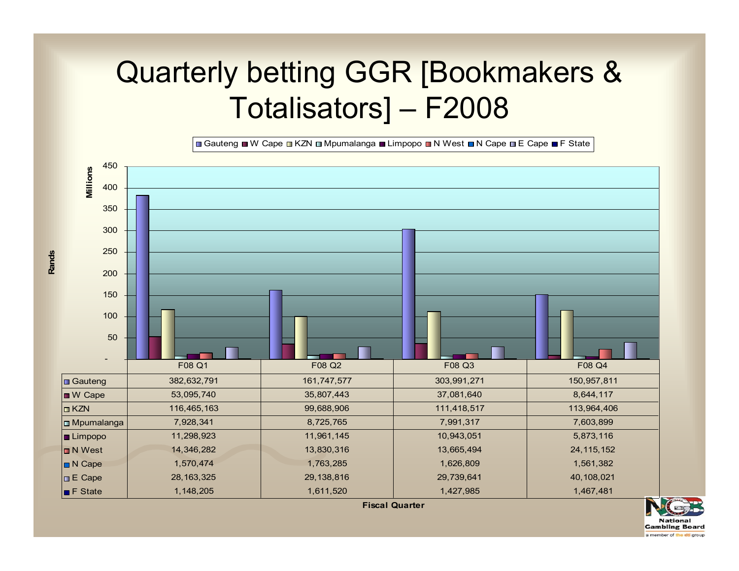# Quarterly betting GGR [Bookmakers & Totalisators] – F2008

| | F08 Q1 | F08 Q2 | F08 Q3 | F08 Q4 |
|---|---|---|---|---|
| Gauteng | 382,632,791 | 161,747,577 | 303,991,271 | 150,957,811 |
| W Cape | 53,095,740 | 35,807,443 | 37,081,640 | 8,644,117 |
| KZN | 116,465,163 | 99,688,906 | 111,418,517 | 113,964,406 |
| Mpumalanga | 7,928,341 | 8,725,765 | 7,991,317 | 7,603,899 |
| Limpopo | 11,298,923 | 11,961,145 | 10,943,051 | 5,873,116 |
| N West | 14,346,282 | 13,830,316 | 13,665,494 | 24,115,152 |
| N Cape | 1,570,474 | 1,763,285 | 1,626,809 | 1,561,382 |
| E Cape | 28,163,325 | 29,138,816 | 29,739,641 | 40,108,021 |
| F State | 1,148,205 | 1,611,520 | 1,427,985 | 1,467,481 |

Fiscal Quarter

Rands (Millions)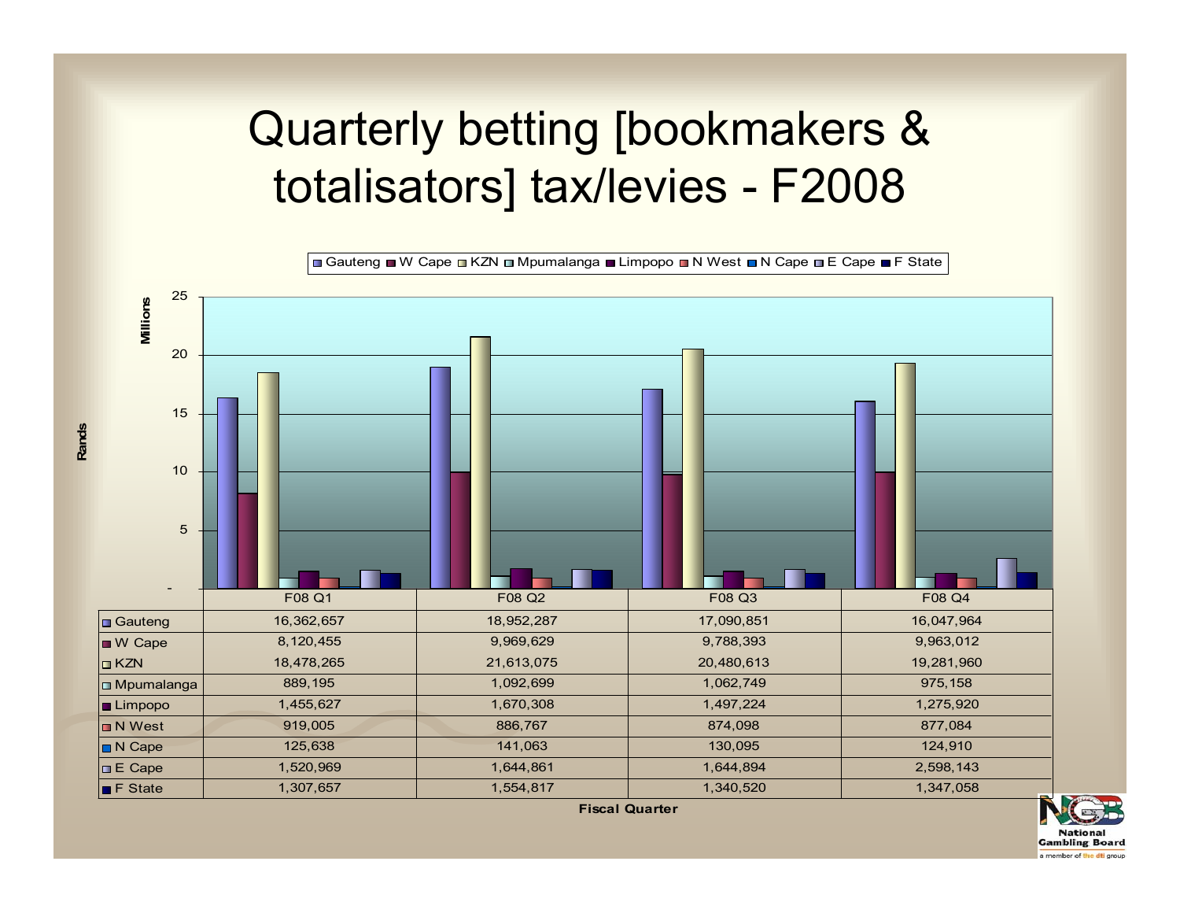# Quarterly betting [bookmakers & totalisators] tax/levies - F2008

| | F08 Q1 | F08 Q2 | F08 Q3 | F08 Q4 |
|---|---|---|---|---|
| Gauteng | 16,362,657 | 18,952,287 | 17,090,851 | 16,047,964 |
| W Cape | 8,120,455 | 9,969,629 | 9,788,393 | 9,963,012 |
| KZN | 18,478,265 | 21,613,075 | 20,480,613 | 19,281,960 |
| Mpumalanga | 889,195 | 1,092,699 | 1,062,749 | 975,158 |
| Limpopo | 1,455,627 | 1,670,308 | 1,497,224 | 1,275,920 |
| N West | 919,005 | 886,767 | 874,098 | 877,084 |
| N Cape | 125,638 | 141,063 | 130,095 | 124,910 |
| E Cape | 1,520,969 | 1,644,861 | 1,644,894 | 2,598,143 |
| F State | 1,307,657 | 1,554,817 | 1,340,520 | 1,347,058 |

Fiscal Quarter

Rands (Millions)

National Gambling Board
a member of the dti group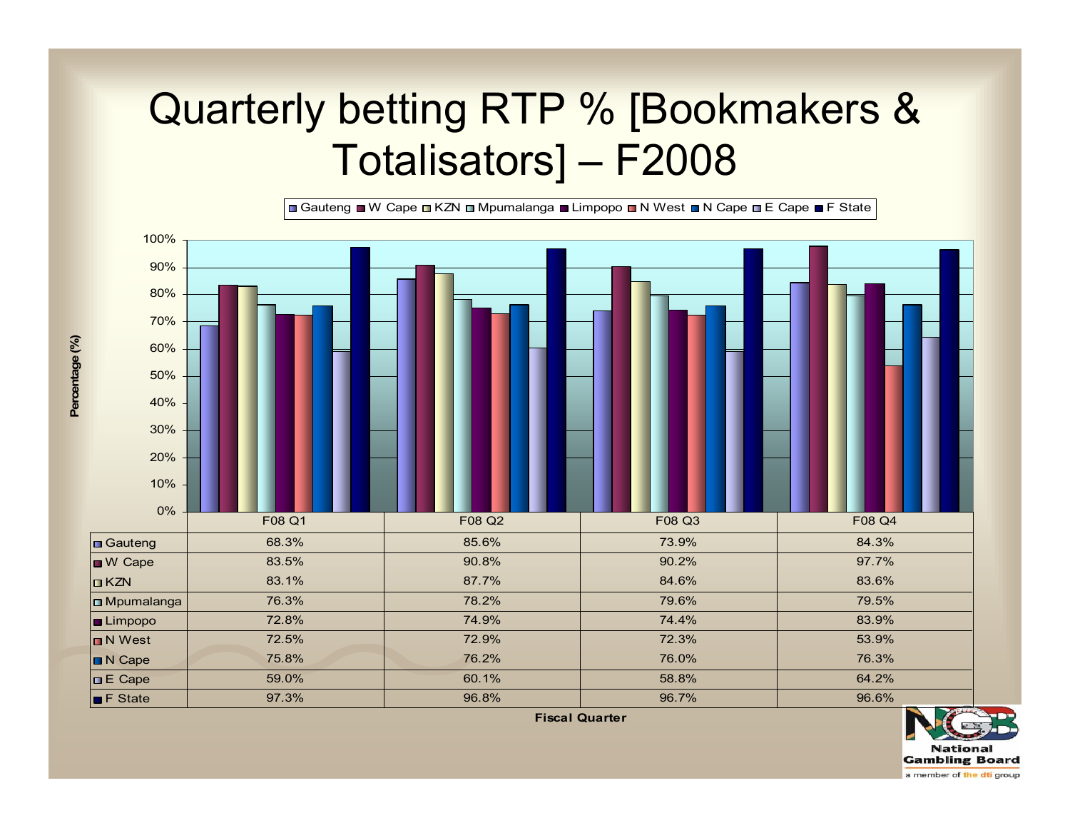# Quarterly betting RTP % [Bookmakers & Totalisators] – F2008

| | F08 Q1 | F08 Q2 | F08 Q3 | F08 Q4 |
|---|---|---|---|---|
| Gauteng | 68.3% | 85.6% | 73.9% | 84.3% |
| W Cape | 83.5% | 90.8% | 90.2% | 97.7% |
| KZN | 83.1% | 87.7% | 84.6% | 83.6% |
| Mpumalanga | 76.3% | 78.2% | 79.6% | 79.5% |
| Limpopo | 72.8% | 74.9% | 74.4% | 83.9% |
| N West | 72.5% | 72.9% | 72.3% | 53.9% |
| N Cape | 75.8% | 76.2% | 76.0% | 76.3% |
| E Cape | 59.0% | 60.1% | 58.8% | 64.2% |
| F State | 97.3% | 96.8% | 96.7% | 96.6% |

Percentage (%)

Fiscal Quarter

National Gambling Board

a member of the dti group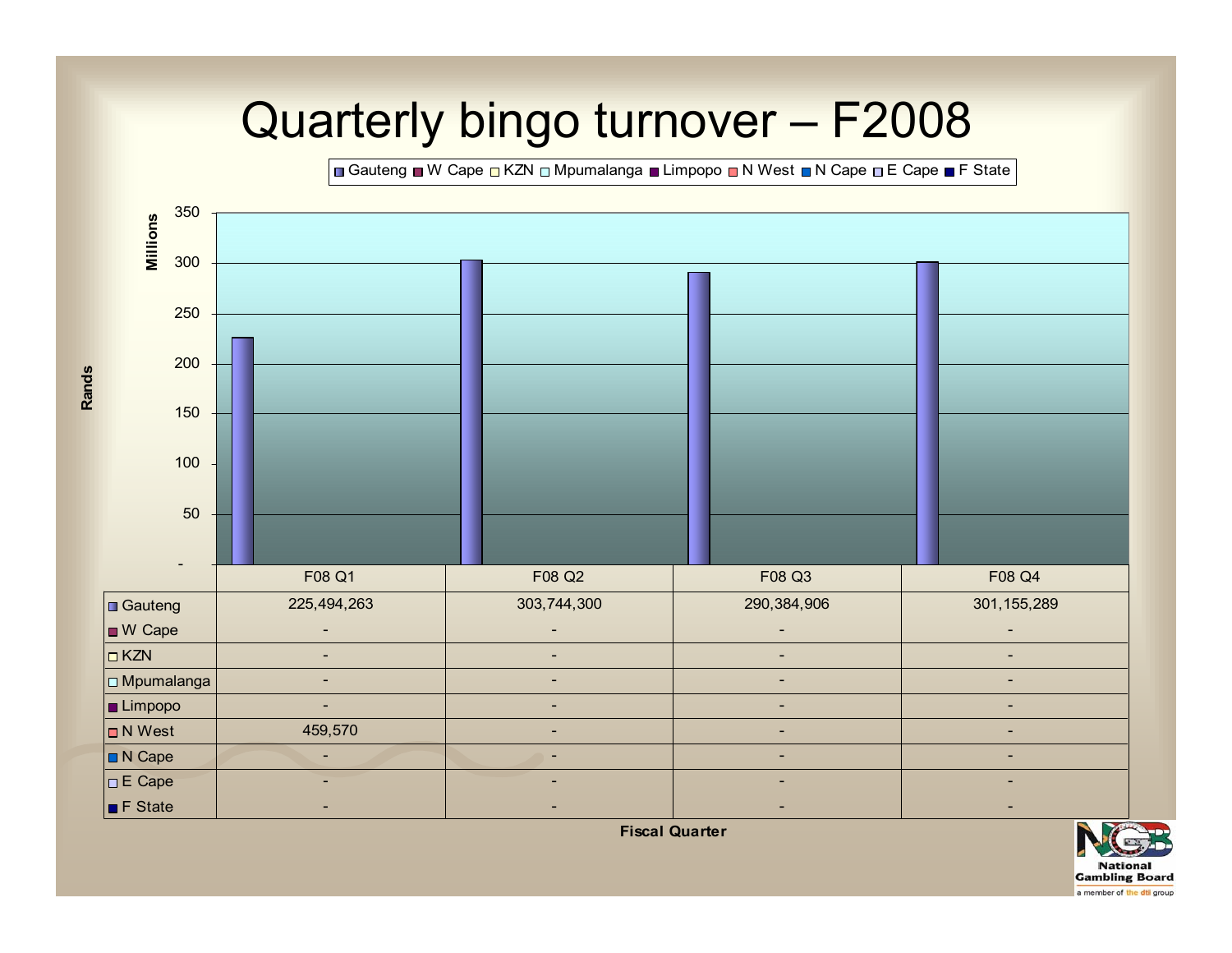# Quarterly bingo turnover – F2008

| | F08 Q1 | F08 Q2 | F08 Q3 | F08 Q4 |
|---|---|---|---|---|
| Gauteng | 225,494,263 | 303,744,300 | 290,384,906 | 301,155,289 |
| W Cape | - | - | - | - |
| KZN | - | - | - | - |
| Mpumalanga | - | - | - | - |
| Limpopo | - | - | - | - |
| N West | 459,570 | - | - | - |
| N Cape | - | - | - | - |
| E Cape | - | - | - | - |
| F State | - | - | - | - |

Fiscal Quarter

Rands (Millions)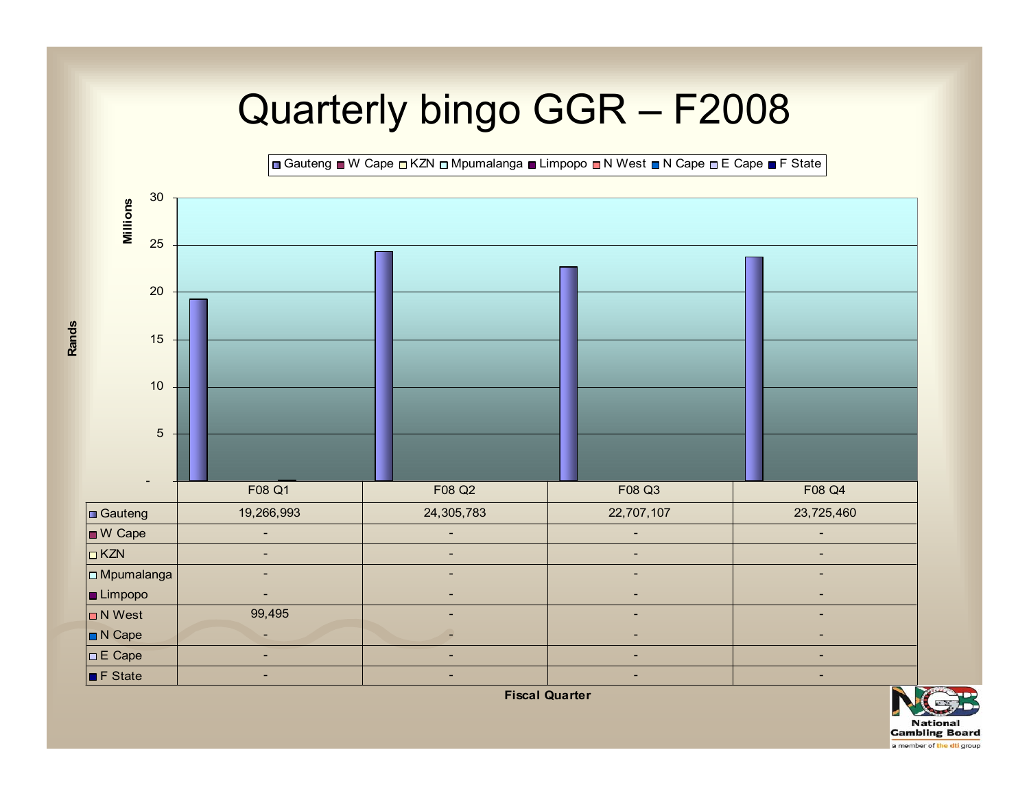# Quarterly bingo GGR – F2008

| | F08 Q1 | F08 Q2 | F08 Q3 | F08 Q4 |
|---|---|---|---|---|
| Gauteng | 19,266,993 | 24,305,783 | 22,707,107 | 23,725,460 |
| W Cape | - | - | - | - |
| KZN | - | - | - | - |
| Mpumalanga | - | - | - | - |
| Limpopo | - | - | - | - |
| N West | 99,495 | - | - | - |
| N Cape | - | - | - | - |
| E Cape | - | - | - | - |
| F State | - | - | - | - |

Fiscal Quarter

Rands (Millions)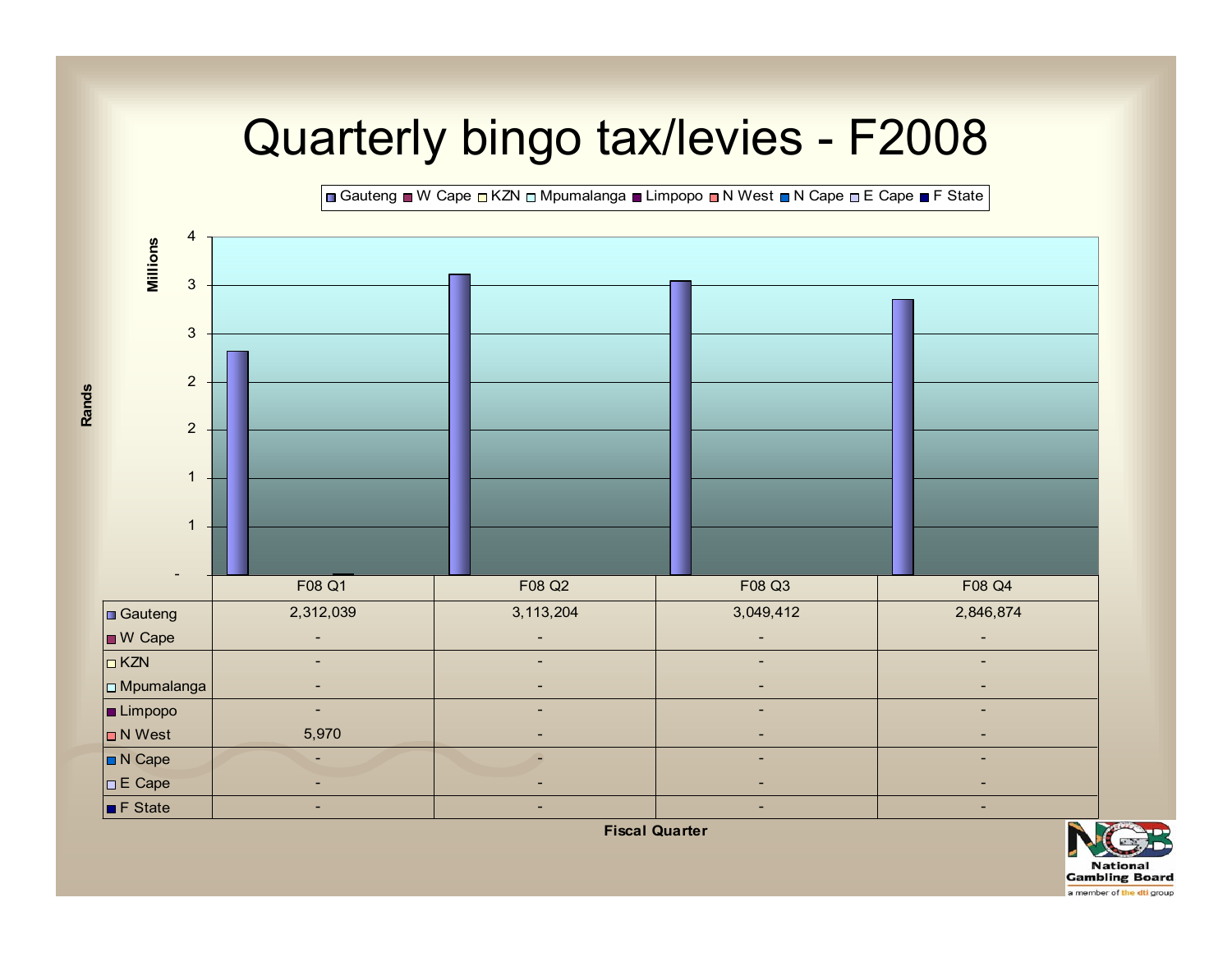# Quarterly bingo tax/levies - F2008

| Fiscal Quarter | F08 Q1 | F08 Q2 | F08 Q3 | F08 Q4 |
|---|---|---|---|---|
| Gauteng | 2,312,039 | 3,113,204 | 3,049,412 | 2,846,874 |
| W Cape | - | - | - | - |
| KZN | - | - | - | - |
| Mpumalanga | - | - | - | - |
| Limpopo | - | - | - | - |
| N West | 5,970 | - | - | - |
| N Cape | - | - | - | - |
| E Cape | - | - | - | - |
| F State | - | - | - | - |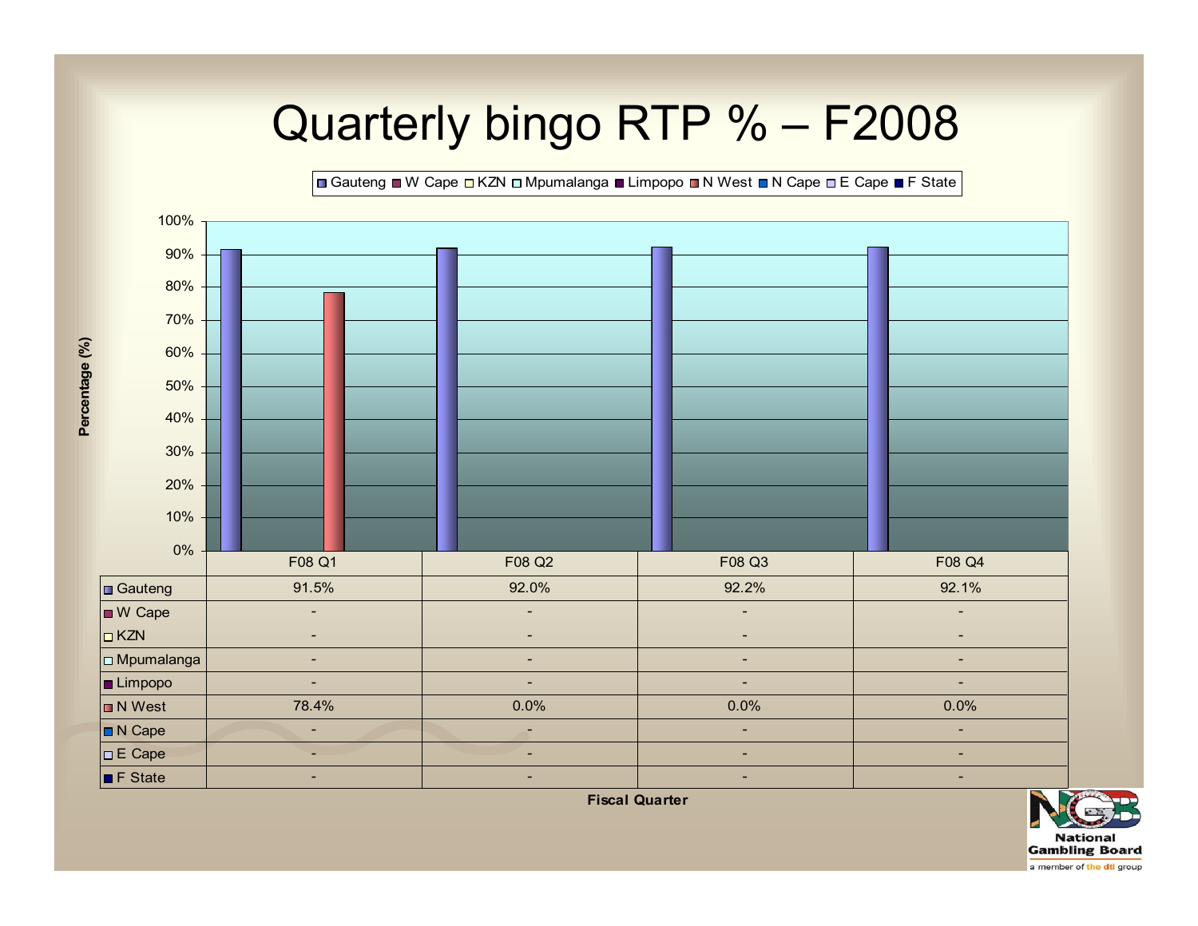# Quarterly bingo RTP % – F2008

| | F08 Q1 | F08 Q2 | F08 Q3 | F08 Q4 |
|---|---|---|---|---|
| Gauteng | 91.5% | 92.0% | 92.2% | 92.1% |
| W Cape | - | - | - | - |
| KZN | - | - | - | - |
| Mpumalanga | - | - | - | - |
| Limpopo | - | - | - | - |
| N West | 78.4% | 0.0% | 0.0% | 0.0% |
| N Cape | - | - | - | - |
| E Cape | - | - | - | - |
| F State | - | - | - | - |

Fiscal Quarter

Percentage (%)

National Gambling Board

a member of the dti group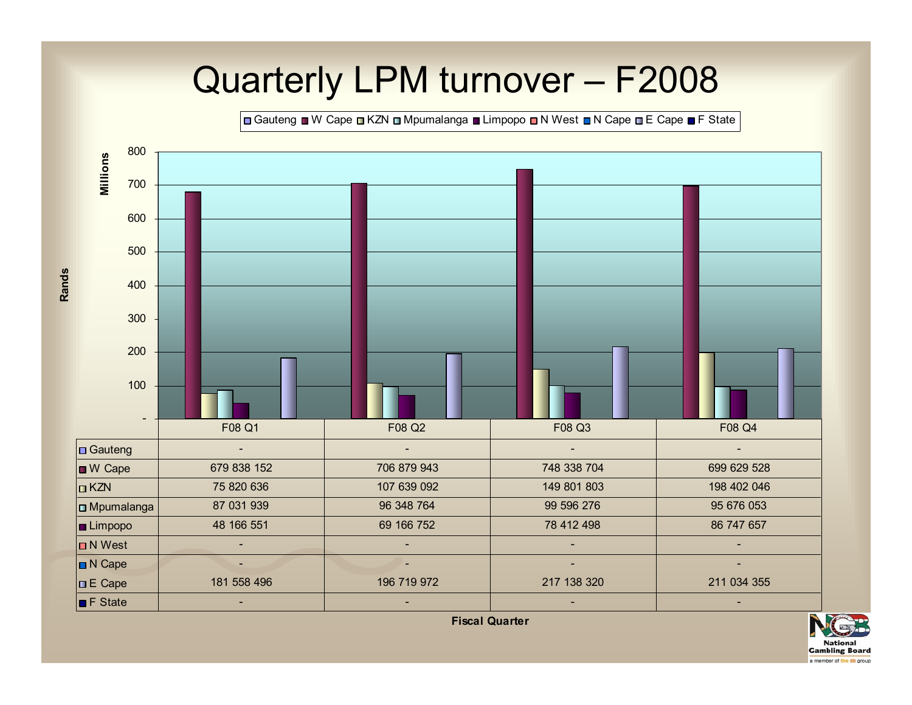# Quarterly LPM turnover – F2008

| | F08 Q1 | F08 Q2 | F08 Q3 | F08 Q4 |
|---|---|---|---|---|
| Gauteng | - | - | - | - |
| W Cape | 679 838 152 | 706 879 943 | 748 338 704 | 699 629 528 |
| KZN | 75 820 636 | 107 639 092 | 149 801 803 | 198 402 046 |
| Mpumalanga | 87 031 939 | 96 348 764 | 99 596 276 | 95 676 053 |
| Limpopo | 48 166 551 | 69 166 752 | 78 412 498 | 86 747 657 |
| N West | - | - | - | - |
| N Cape | - | - | - | - |
| E Cape | 181 558 496 | 196 719 972 | 217 138 320 | 211 034 355 |
| F State | - | - | - | - |

Fiscal Quarter

Rands (Millions)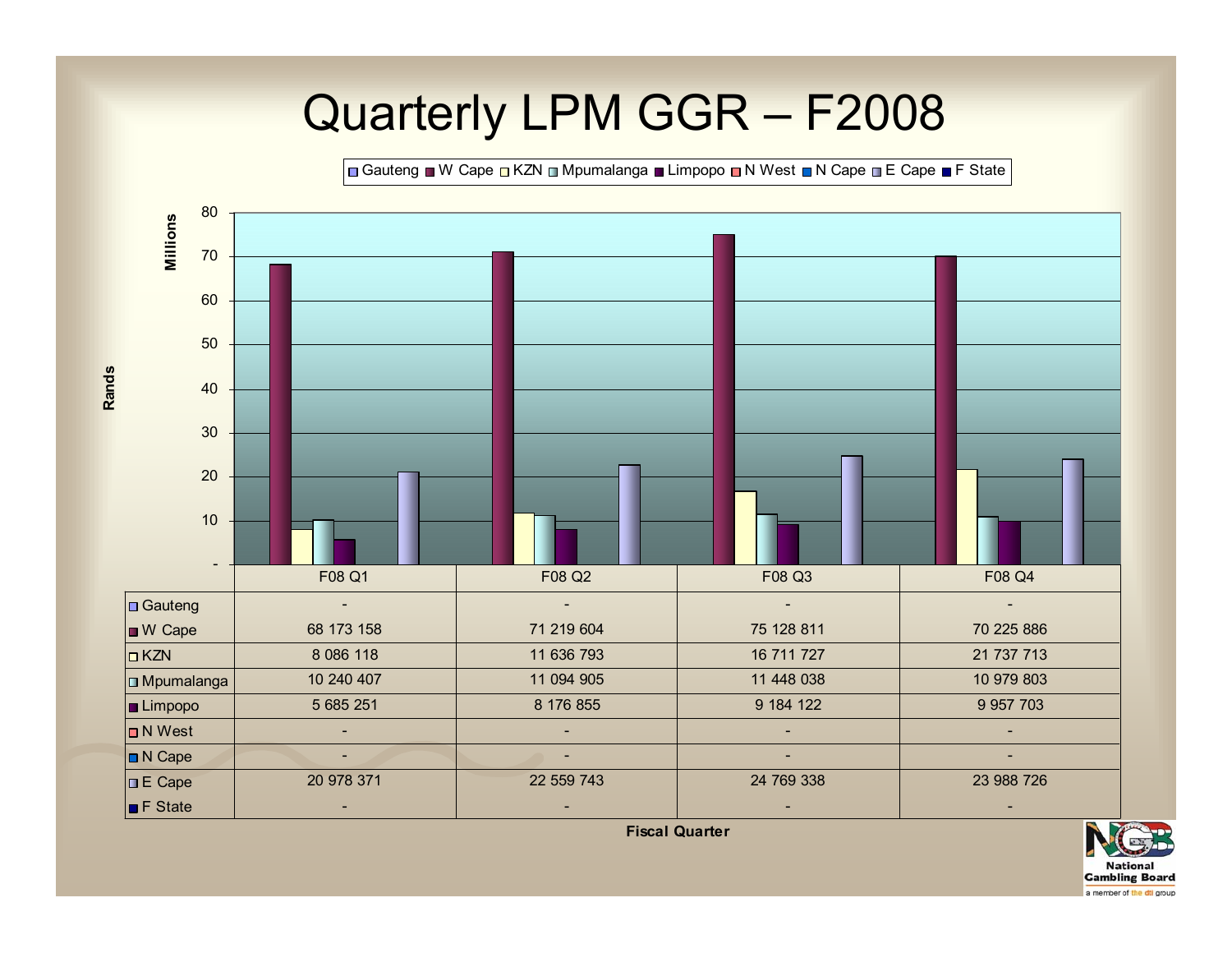# Quarterly LPM GGR – F2008

Rands (Millions)

| | F08 Q1 | F08 Q2 | F08 Q3 | F08 Q4 |
|---|---|---|---|---|
| Gauteng | - | - | - | - |
| W Cape | 68 173 158 | 71 219 604 | 75 128 811 | 70 225 886 |
| KZN | 8 086 118 | 11 636 793 | 16 711 727 | 21 737 713 |
| Mpumalanga | 10 240 407 | 11 094 905 | 11 448 038 | 10 979 803 |
| Limpopo | 5 685 251 | 8 176 855 | 9 184 122 | 9 957 703 |
| N West | - | - | - | - |
| N Cape | - | - | - | - |
| E Cape | 20 978 371 | 22 559 743 | 24 769 338 | 23 988 726 |
| F State | - | - | - | - |

Fiscal Quarter

National Gambling Board
a member of the dti group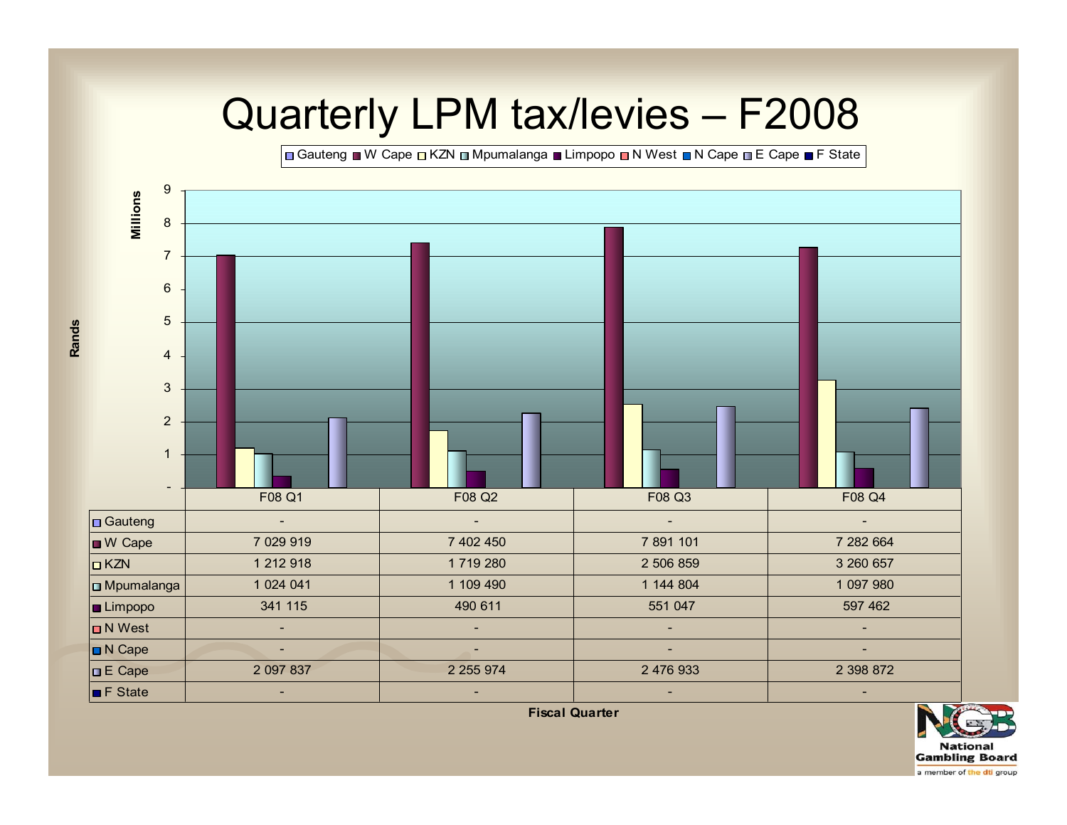# Quarterly LPM tax/levies – F2008

| | F08 Q1 | F08 Q2 | F08 Q3 | F08 Q4 |
|---|---|---|---|---|
| Gauteng | - | - | - | - |
| W Cape | 7 029 919 | 7 402 450 | 7 891 101 | 7 282 664 |
| KZN | 1 212 918 | 1 719 280 | 2 506 859 | 3 260 657 |
| Mpumalanga | 1 024 041 | 1 109 490 | 1 144 804 | 1 097 980 |
| Limpopo | 341 115 | 490 611 | 551 047 | 597 462 |
| N West | - | - | - | - |
| N Cape | - | - | - | - |
| E Cape | 2 097 837 | 2 255 974 | 2 476 933 | 2 398 872 |
| F State | - | - | - | - |

Fiscal Quarter

Rands (Millions)

National Gambling Board
a member of the dti group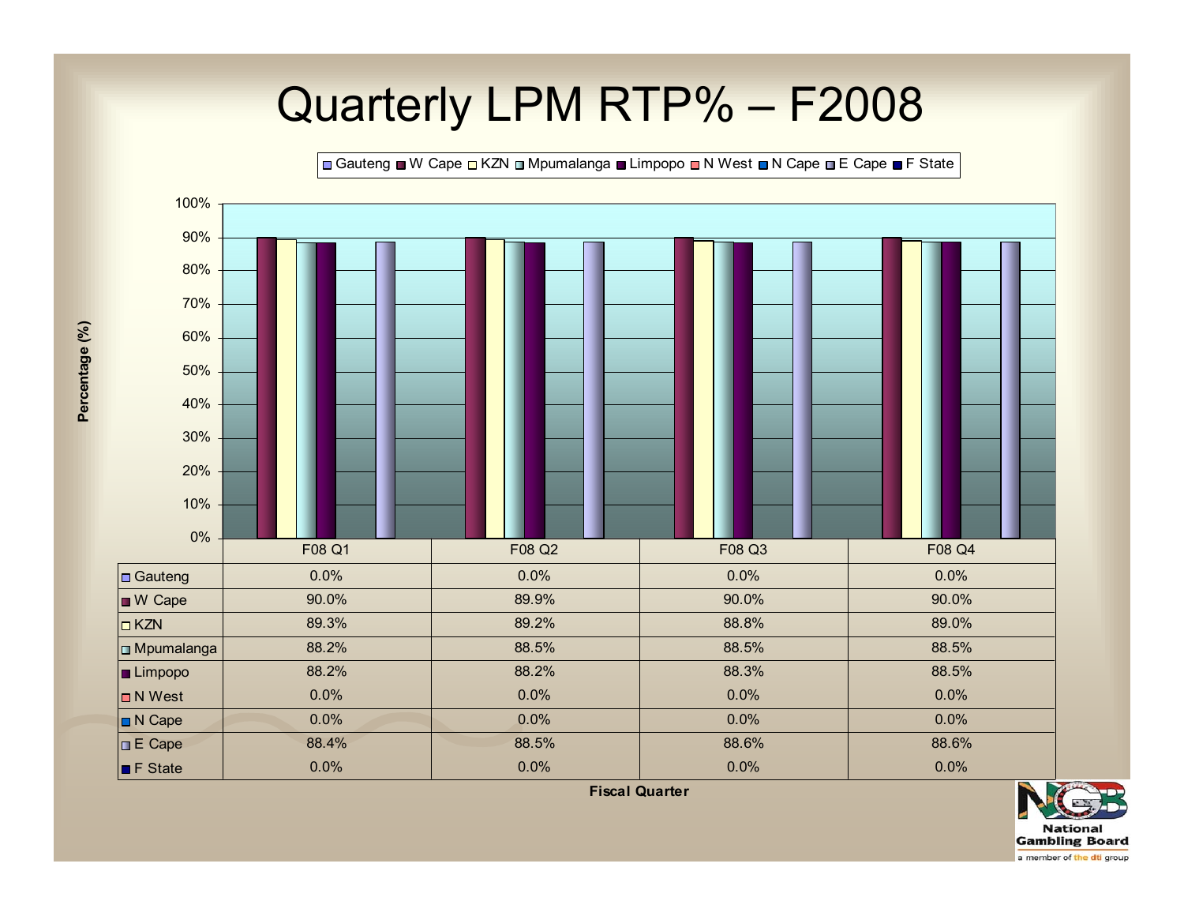# Quarterly LPM RTP% – F2008

| | F08 Q1 | F08 Q2 | F08 Q3 | F08 Q4 |
|---|---|---|---|---|
| Gauteng | 0.0% | 0.0% | 0.0% | 0.0% |
| W Cape | 90.0% | 89.9% | 90.0% | 90.0% |
| KZN | 89.3% | 89.2% | 88.8% | 89.0% |
| Mpumalanga | 88.2% | 88.5% | 88.5% | 88.5% |
| Limpopo | 88.2% | 88.2% | 88.3% | 88.5% |
| N West | 0.0% | 0.0% | 0.0% | 0.0% |
| N Cape | 0.0% | 0.0% | 0.0% | 0.0% |
| E Cape | 88.4% | 88.5% | 88.6% | 88.6% |
| F State | 0.0% | 0.0% | 0.0% | 0.0% |

Fiscal Quarter

Percentage (%)

National Gambling Board
a member of the dti group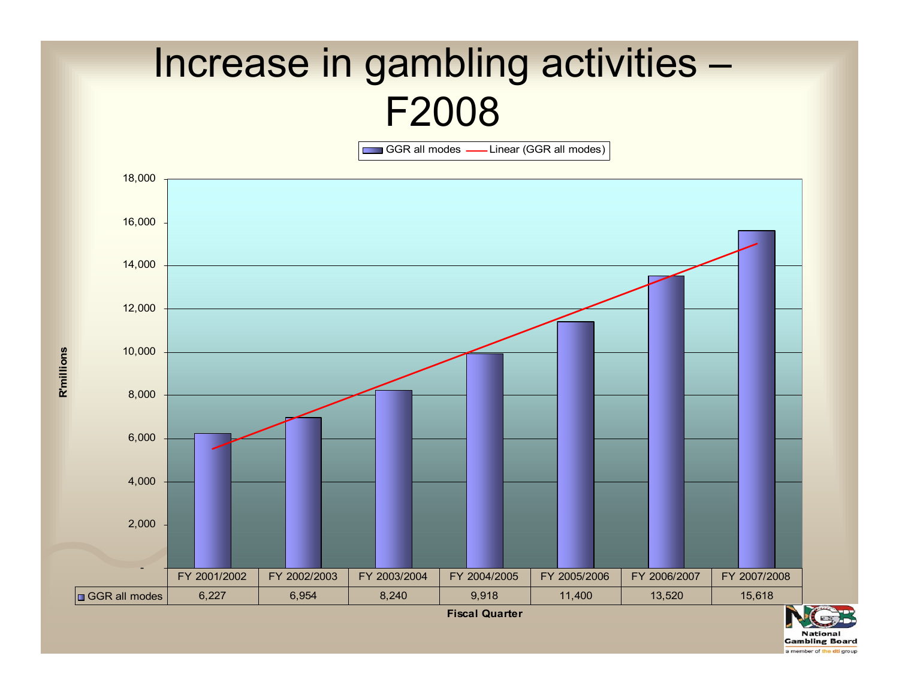# Increase in gambling activities – F2008

GGR all modes
Linear (GGR all modes)

R'millions

18,000
16,000
14,000
12,000
10,000
8,000
6,000
4,000
2,000
-

FY 2001/2002
FY 2002/2003
FY 2003/2004
FY 2004/2005
FY 2005/2006
FY 2006/2007
FY 2007/2008

GGR all modes
6,227
6,954
8,240
9,918
11,400
13,520
15,618

Fiscal Quarter

National Gambling Board
a member of the dti group